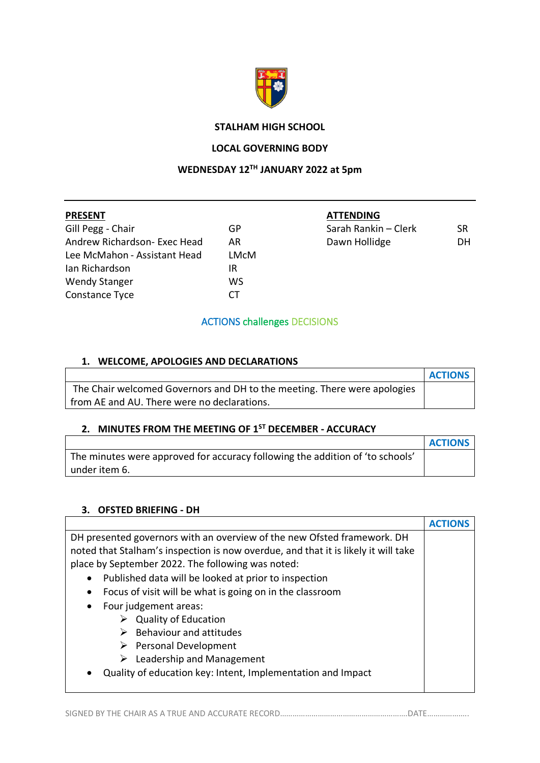**STALHAM HIGH SCHOOL**

**LOCAL GOVERNING BODY**

**WEDNESDAY 12TH JANUARY 2022 at 5pm**

---

| **PRESENT** | | **ATTENDING** | |
|---|---|---|---|
| Gill Pegg - Chair | GP | Sarah Rankin – Clerk | SR |
| Andrew Richardson- Exec Head | AR | Dawn Hollidge | DH |
| Lee McMahon - Assistant Head | LMcM | | |
| Ian Richardson | IR | | |
| Wendy Stanger | WS | | |
| Constance Tyce | CT | | |

ACTIONS challenges DECISIONS

## 1. WELCOME, APOLOGIES AND DECLARATIONS

| | ACTIONS |
|---|---|
| The Chair welcomed Governors and DH to the meeting. There were apologies from AE and AU. There were no declarations. | |

## 2. MINUTES FROM THE MEETING OF 1ST DECEMBER - ACCURACY

| | ACTIONS |
|---|---|
| The minutes were approved for accuracy following the addition of 'to schools' under item 6. | |

## 3. OFSTED BRIEFING - DH

| | ACTIONS |
|---|---|
| DH presented governors with an overview of the new Ofsted framework. DH noted that Stalham's inspection is now overdue, and that it is likely it will take place by September 2022. The following was noted:<br>• Published data will be looked at prior to inspection<br>• Focus of visit will be what is going on in the classroom<br>• Four judgement areas:<br>➢ Quality of Education<br>➢ Behaviour and attitudes<br>➢ Personal Development<br>➢ Leadership and Management<br>• Quality of education key: Intent, Implementation and Impact | |

SIGNED BY THE CHAIR AS A TRUE AND ACCURATE RECORD……………………………………………………DATE………………..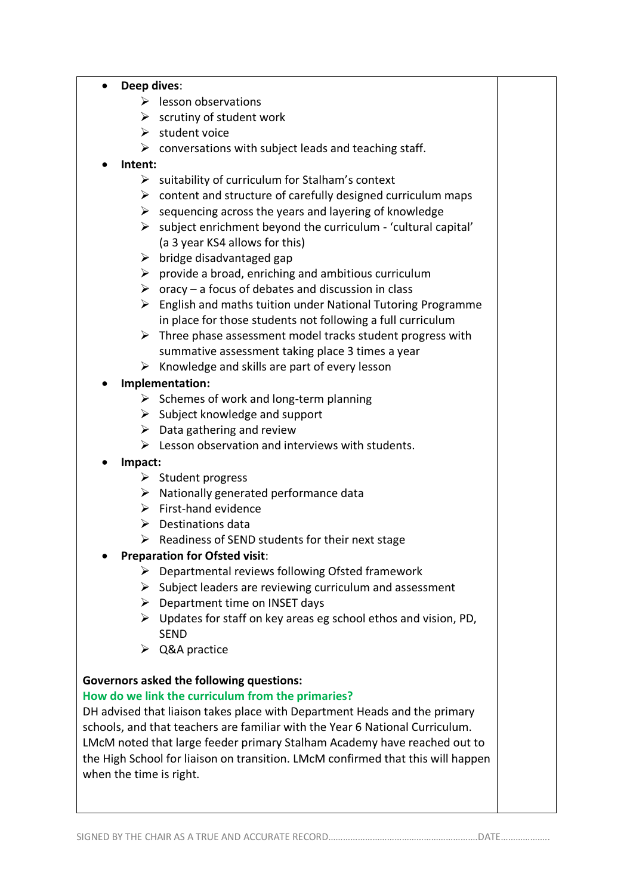- **Deep dives**:
  - lesson observations
  - scrutiny of student work
  - student voice
  - conversations with subject leads and teaching staff.
- **Intent:**
  - suitability of curriculum for Stalham's context
  - content and structure of carefully designed curriculum maps
  - sequencing across the years and layering of knowledge
  - subject enrichment beyond the curriculum - 'cultural capital' (a 3 year KS4 allows for this)
  - bridge disadvantaged gap
  - provide a broad, enriching and ambitious curriculum
  - oracy – a focus of debates and discussion in class
  - English and maths tuition under National Tutoring Programme in place for those students not following a full curriculum
  - Three phase assessment model tracks student progress with summative assessment taking place 3 times a year
  - Knowledge and skills are part of every lesson
- **Implementation:**
  - Schemes of work and long-term planning
  - Subject knowledge and support
  - Data gathering and review
  - Lesson observation and interviews with students.
- **Impact:**
  - Student progress
  - Nationally generated performance data
  - First-hand evidence
  - Destinations data
  - Readiness of SEND students for their next stage
- **Preparation for Ofsted visit**:
  - Departmental reviews following Ofsted framework
  - Subject leaders are reviewing curriculum and assessment
  - Department time on INSET days
  - Updates for staff on key areas eg school ethos and vision, PD, SEND
  - Q&A practice

**Governors asked the following questions:**

**How do we link the curriculum from the primaries?**

DH advised that liaison takes place with Department Heads and the primary schools, and that teachers are familiar with the Year 6 National Curriculum. LMcM noted that large feeder primary Stalham Academy have reached out to the High School for liaison on transition. LMcM confirmed that this will happen when the time is right.

SIGNED BY THE CHAIR AS A TRUE AND ACCURATE RECORD……………………………………………………DATE………………..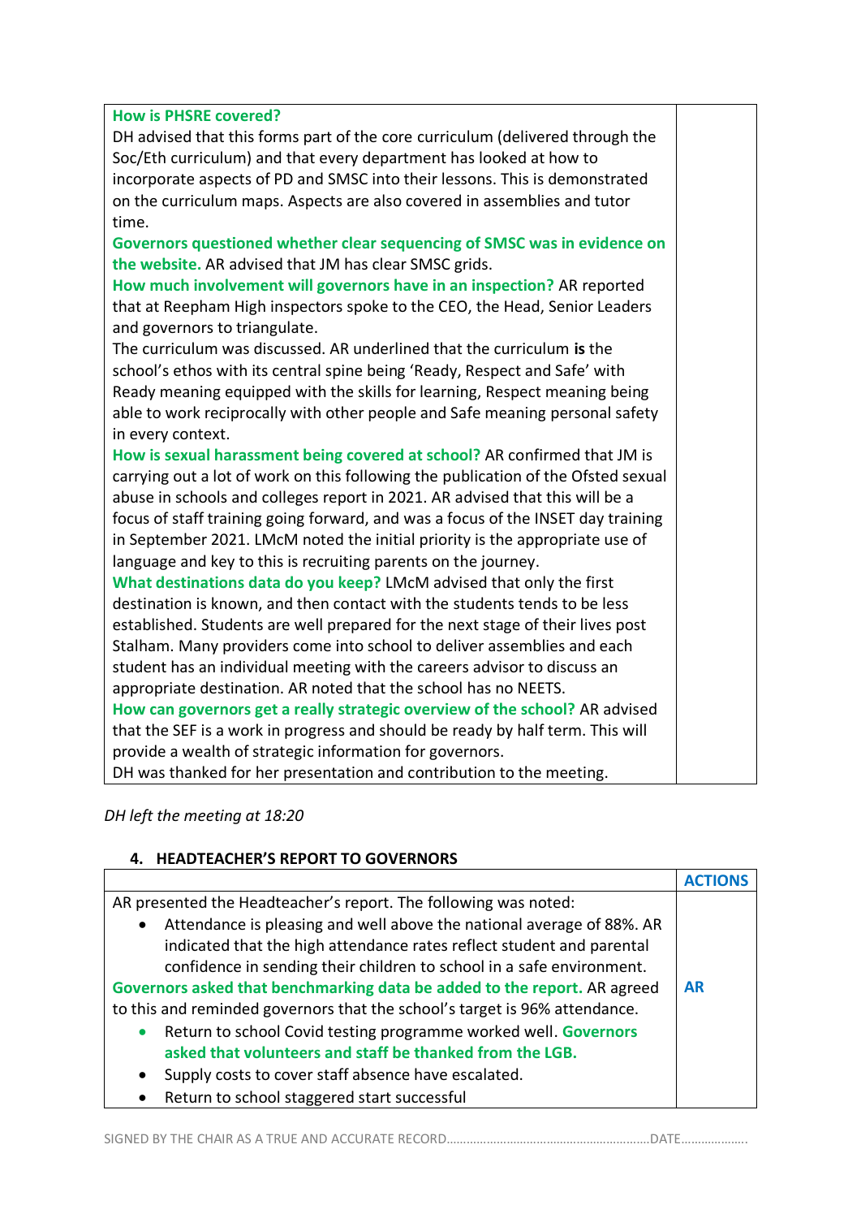| | |
|---|---|
| **How is PHSRE covered?**<br>DH advised that this forms part of the core curriculum (delivered through the Soc/Eth curriculum) and that every department has looked at how to incorporate aspects of PD and SMSC into their lessons. This is demonstrated on the curriculum maps. Aspects are also covered in assemblies and tutor time.<br>**Governors questioned whether clear sequencing of SMSC was in evidence on the website.** AR advised that JM has clear SMSC grids.<br>**How much involvement will governors have in an inspection?** AR reported that at Reepham High inspectors spoke to the CEO, the Head, Senior Leaders and governors to triangulate.<br>The curriculum was discussed. AR underlined that the curriculum **is** the school's ethos with its central spine being 'Ready, Respect and Safe' with Ready meaning equipped with the skills for learning, Respect meaning being able to work reciprocally with other people and Safe meaning personal safety in every context.<br>**How is sexual harassment being covered at school?** AR confirmed that JM is carrying out a lot of work on this following the publication of the Ofsted sexual abuse in schools and colleges report in 2021. AR advised that this will be a focus of staff training going forward, and was a focus of the INSET day training in September 2021. LMcM noted the initial priority is the appropriate use of language and key to this is recruiting parents on the journey.<br>**What destinations data do you keep?** LMcM advised that only the first destination is known, and then contact with the students tends to be less established. Students are well prepared for the next stage of their lives post Stalham. Many providers come into school to deliver assemblies and each student has an individual meeting with the careers advisor to discuss an appropriate destination. AR noted that the school has no NEETS.<br>**How can governors get a really strategic overview of the school?** AR advised that the SEF is a work in progress and should be ready by half term. This will provide a wealth of strategic information for governors.<br>DH was thanked for her presentation and contribution to the meeting. | |

*DH left the meeting at 18:20*

## 4. HEADTEACHER'S REPORT TO GOVERNORS

| | **ACTIONS** |
|---|---|
| AR presented the Headteacher's report. The following was noted:<br>• Attendance is pleasing and well above the national average of 88%. AR indicated that the high attendance rates reflect student and parental confidence in sending their children to school in a safe environment.<br>**Governors asked that benchmarking data be added to the report.** AR agreed to this and reminded governors that the school's target is 96% attendance.<br>• Return to school Covid testing programme worked well. **Governors asked that volunteers and staff be thanked from the LGB.**<br>• Supply costs to cover staff absence have escalated.<br>• Return to school staggered start successful | **AR** |

SIGNED BY THE CHAIR AS A TRUE AND ACCURATE RECORD……………………………………………………DATE………………..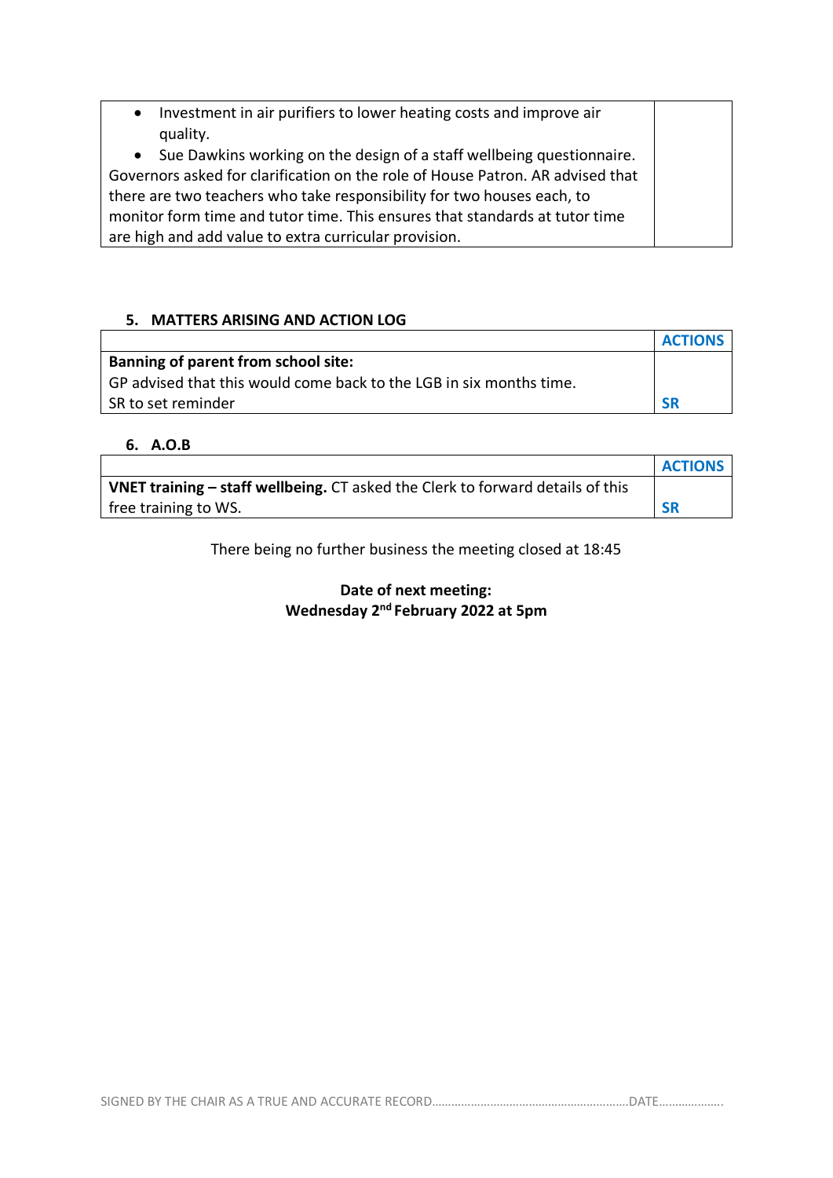| | |
|---|---|
| • Investment in air purifiers to lower heating costs and improve air quality.<br>• Sue Dawkins working on the design of a staff wellbeing questionnaire.<br>Governors asked for clarification on the role of House Patron. AR advised that there are two teachers who take responsibility for two houses each, to monitor form time and tutor time. This ensures that standards at tutor time are high and add value to extra curricular provision. | |

### 5. MATTERS ARISING AND ACTION LOG

| | ACTIONS |
|---|---|
| **Banning of parent from school site:**<br>GP advised that this would come back to the LGB in six months time.<br>SR to set reminder | **SR** |

### 6. A.O.B

| | ACTIONS |
|---|---|
| **VNET training – staff wellbeing.** CT asked the Clerk to forward details of this free training to WS. | **SR** |

There being no further business the meeting closed at 18:45

**Date of next meeting:**
**Wednesday 2nd February 2022 at 5pm**

SIGNED BY THE CHAIR AS A TRUE AND ACCURATE RECORD……………………………………………………DATE………………..